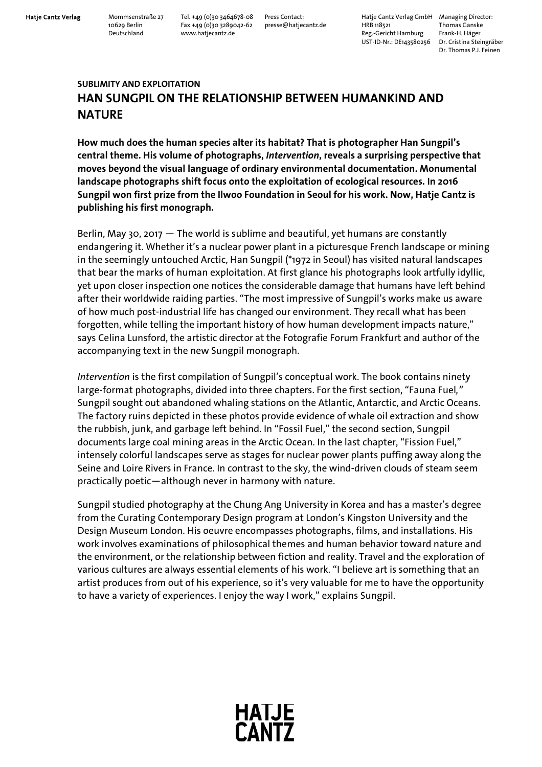**SUBLIMITY AND EXPLOITATION**

# HAN SUNGPIL ON THE RELATIONSHIP BETWEEN HUMANKIND AND NATURE

**How much does the human species alter its habitat? That is photographer Han Sungpil's central theme. His volume of photographs, *Intervention*, reveals a surprising perspective that moves beyond the visual language of ordinary environmental documentation. Monumental landscape photographs shift focus onto the exploitation of ecological resources. In 2016 Sungpil won first prize from the Ilwoo Foundation in Seoul for his work. Now, Hatje Cantz is publishing his first monograph.**

Berlin, May 30, 2017 — The world is sublime and beautiful, yet humans are constantly endangering it. Whether it's a nuclear power plant in a picturesque French landscape or mining in the seemingly untouched Arctic, Han Sungpil (*1972 in Seoul) has visited natural landscapes that bear the marks of human exploitation. At first glance his photographs look artfully idyllic, yet upon closer inspection one notices the considerable damage that humans have left behind after their worldwide raiding parties. "The most impressive of Sungpil's works make us aware of how much post-industrial life has changed our environment. They recall what has been forgotten, while telling the important history of how human development impacts nature," says Celina Lunsford, the artistic director at the Fotografie Forum Frankfurt and author of the accompanying text in the new Sungpil monograph.

*Intervention* is the first compilation of Sungpil's conceptual work. The book contains ninety large-format photographs, divided into three chapters. For the first section, "Fauna Fuel," Sungpil sought out abandoned whaling stations on the Atlantic, Antarctic, and Arctic Oceans. The factory ruins depicted in these photos provide evidence of whale oil extraction and show the rubbish, junk, and garbage left behind. In "Fossil Fuel," the second section, Sungpil documents large coal mining areas in the Arctic Ocean. In the last chapter, "Fission Fuel," intensely colorful landscapes serve as stages for nuclear power plants puffing away along the Seine and Loire Rivers in France. In contrast to the sky, the wind-driven clouds of steam seem practically poetic—although never in harmony with nature.

Sungpil studied photography at the Chung Ang University in Korea and has a master's degree from the Curating Contemporary Design program at London's Kingston University and the Design Museum London. His oeuvre encompasses photographs, films, and installations. His work involves examinations of philosophical themes and human behavior toward nature and the environment, or the relationship between fiction and reality. Travel and the exploration of various cultures are always essential elements of his work. "I believe art is something that an artist produces from out of his experience, so it's very valuable for me to have the opportunity to have a variety of experiences. I enjoy the way I work," explains Sungpil.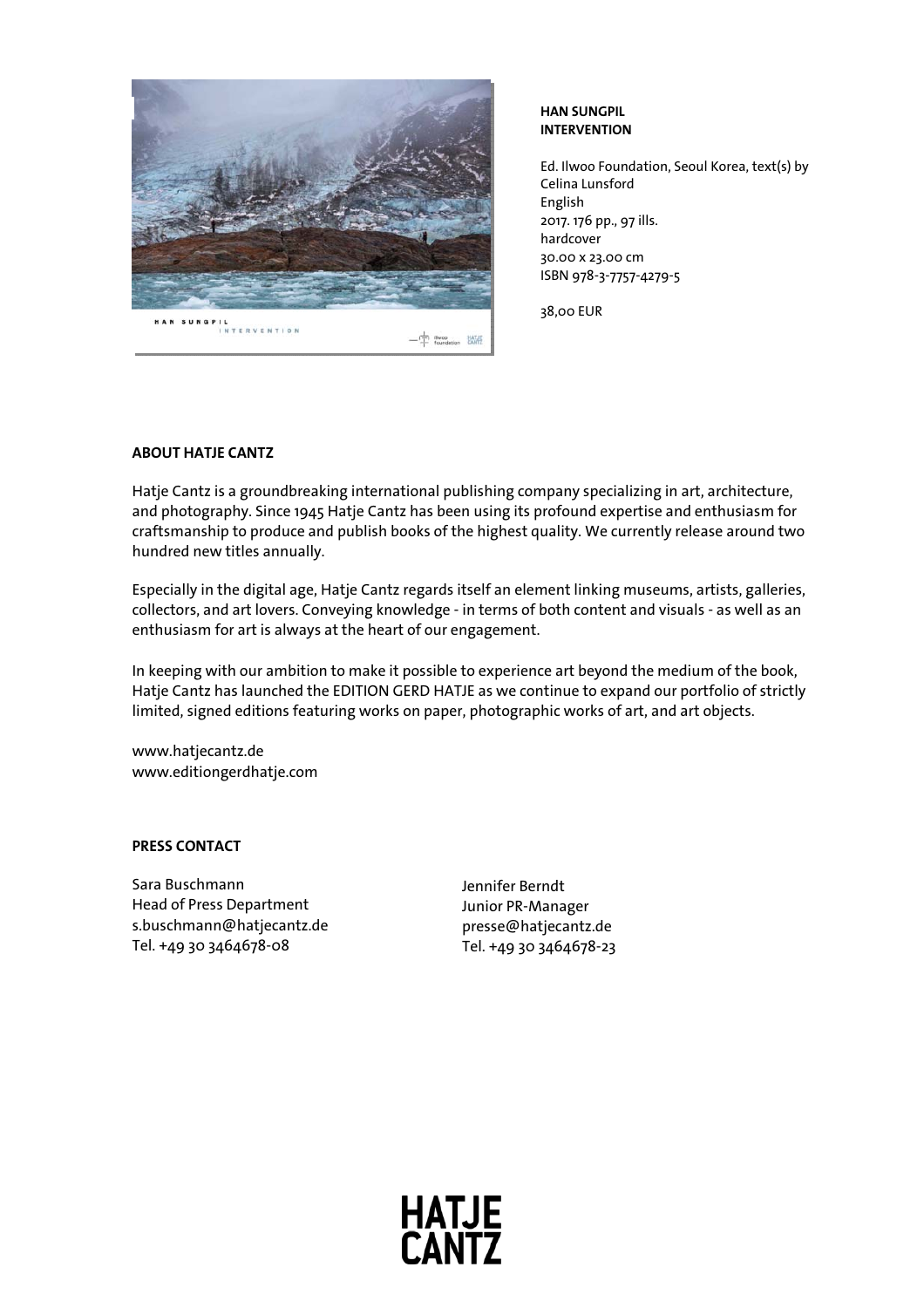**HAN SUNGPIL**
**INTERVENTION**

Ed. Ilwoo Foundation, Seoul Korea, text(s) by Celina Lunsford
English
2017. 176 pp., 97 ills.
hardcover
30.00 x 23.00 cm
ISBN 978-3-7757-4279-5

38,00 EUR

**ABOUT HATJE CANTZ**

Hatje Cantz is a groundbreaking international publishing company specializing in art, architecture, and photography. Since 1945 Hatje Cantz has been using its profound expertise and enthusiasm for craftsmanship to produce and publish books of the highest quality. We currently release around two hundred new titles annually.

Especially in the digital age, Hatje Cantz regards itself an element linking museums, artists, galleries, collectors, and art lovers. Conveying knowledge - in terms of both content and visuals - as well as an enthusiasm for art is always at the heart of our engagement.

In keeping with our ambition to make it possible to experience art beyond the medium of the book, Hatje Cantz has launched the EDITION GERD HATJE as we continue to expand our portfolio of strictly limited, signed editions featuring works on paper, photographic works of art, and art objects.

www.hatjecantz.de
www.editiongerdhatje.com

**PRESS CONTACT**

Sara Buschmann
Head of Press Department
s.buschmann@hatjecantz.de
Tel. +49 30 3464678-08

Jennifer Berndt
Junior PR-Manager
presse@hatjecantz.de
Tel. +49 30 3464678-23